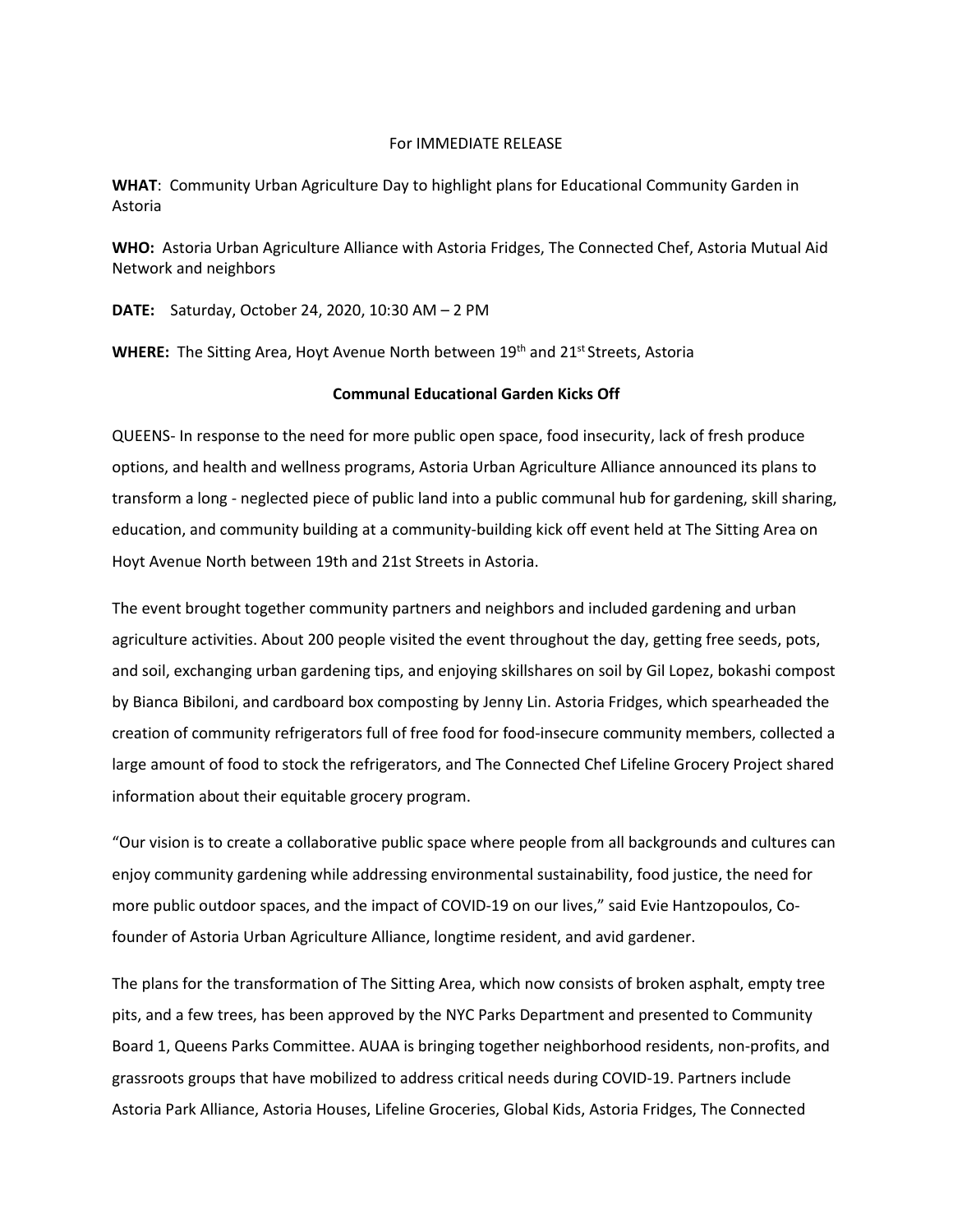For IMMEDIATE RELEASE

**WHAT**: Community Urban Agriculture Day to highlight plans for Educational Community Garden in Astoria

**WHO:** Astoria Urban Agriculture Alliance with Astoria Fridges, The Connected Chef, Astoria Mutual Aid Network and neighbors

**DATE:** Saturday, October 24, 2020, 10:30 AM – 2 PM

**WHERE:** The Sitting Area, Hoyt Avenue North between 19th and 21st Streets, Astoria

**Communal Educational Garden Kicks Off**

QUEENS- In response to the need for more public open space, food insecurity, lack of fresh produce options, and health and wellness programs, Astoria Urban Agriculture Alliance announced its plans to transform a long - neglected piece of public land into a public communal hub for gardening, skill sharing, education, and community building at a community-building kick off event held at The Sitting Area on Hoyt Avenue North between 19th and 21st Streets in Astoria.

The event brought together community partners and neighbors and included gardening and urban agriculture activities. About 200 people visited the event throughout the day, getting free seeds, pots, and soil, exchanging urban gardening tips, and enjoying skillshares on soil by Gil Lopez, bokashi compost by Bianca Bibiloni, and cardboard box composting by Jenny Lin. Astoria Fridges, which spearheaded the creation of community refrigerators full of free food for food-insecure community members, collected a large amount of food to stock the refrigerators, and The Connected Chef Lifeline Grocery Project shared information about their equitable grocery program.

"Our vision is to create a collaborative public space where people from all backgrounds and cultures can enjoy community gardening while addressing environmental sustainability, food justice, the need for more public outdoor spaces, and the impact of COVID-19 on our lives," said Evie Hantzopoulos, Co-founder of Astoria Urban Agriculture Alliance, longtime resident, and avid gardener.

The plans for the transformation of The Sitting Area, which now consists of broken asphalt, empty tree pits, and a few trees, has been approved by the NYC Parks Department and presented to Community Board 1, Queens Parks Committee. AUAA is bringing together neighborhood residents, non-profits, and grassroots groups that have mobilized to address critical needs during COVID-19. Partners include Astoria Park Alliance, Astoria Houses, Lifeline Groceries, Global Kids, Astoria Fridges, The Connected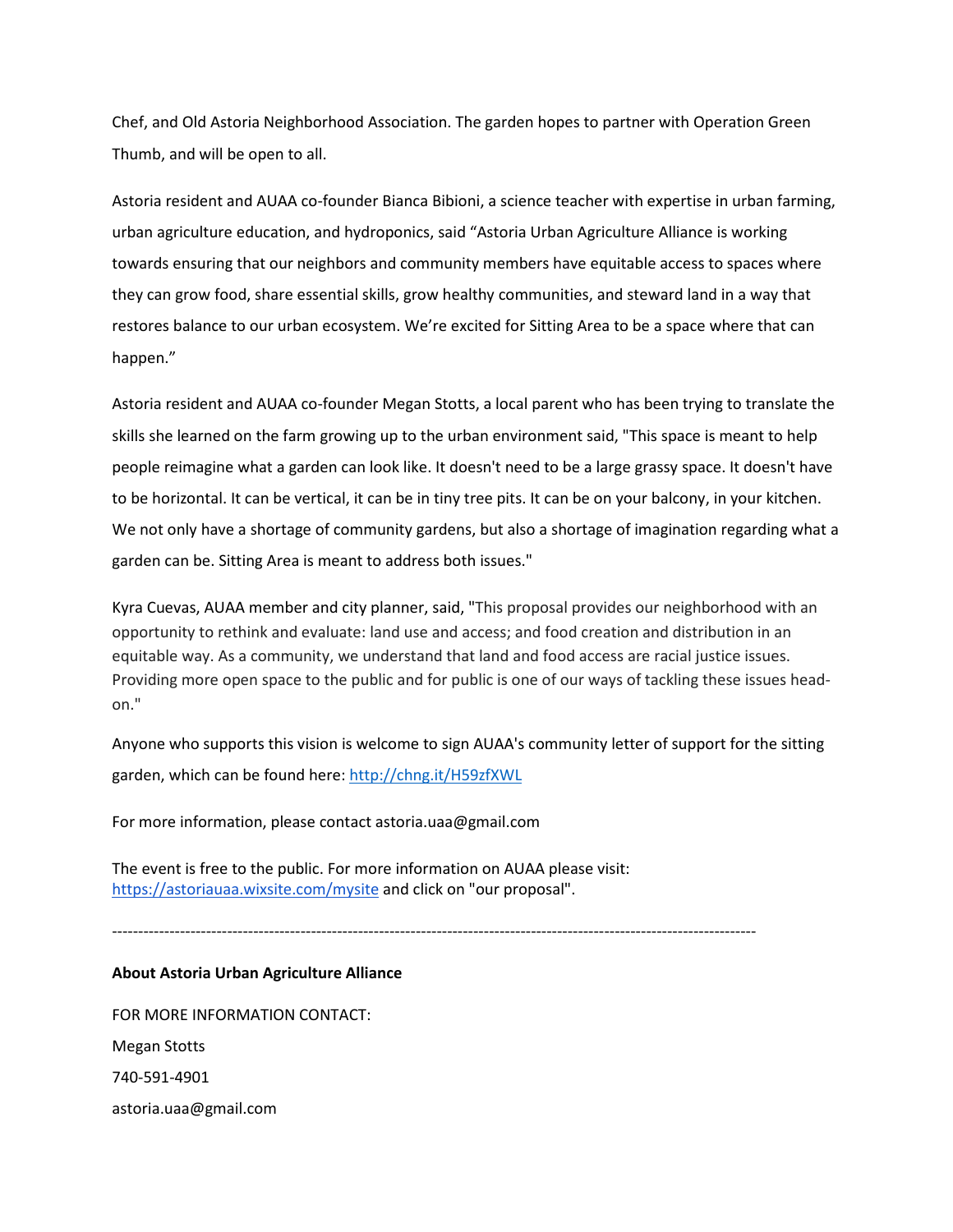Chef, and Old Astoria Neighborhood Association. The garden hopes to partner with Operation Green Thumb, and will be open to all.

Astoria resident and AUAA co-founder Bianca Bibioni, a science teacher with expertise in urban farming, urban agriculture education, and hydroponics, said "Astoria Urban Agriculture Alliance is working towards ensuring that our neighbors and community members have equitable access to spaces where they can grow food, share essential skills, grow healthy communities, and steward land in a way that restores balance to our urban ecosystem. We're excited for Sitting Area to be a space where that can happen."

Astoria resident and AUAA co-founder Megan Stotts, a local parent who has been trying to translate the skills she learned on the farm growing up to the urban environment said, "This space is meant to help people reimagine what a garden can look like. It doesn't need to be a large grassy space. It doesn't have to be horizontal. It can be vertical, it can be in tiny tree pits. It can be on your balcony, in your kitchen. We not only have a shortage of community gardens, but also a shortage of imagination regarding what a garden can be. Sitting Area is meant to address both issues."

Kyra Cuevas, AUAA member and city planner, said, "This proposal provides our neighborhood with an opportunity to rethink and evaluate: land use and access; and food creation and distribution in an equitable way. As a community, we understand that land and food access are racial justice issues. Providing more open space to the public and for public is one of our ways of tackling these issues head-on."

Anyone who supports this vision is welcome to sign AUAA's community letter of support for the sitting garden, which can be found here: http://chng.it/H59zfXWL

For more information, please contact astoria.uaa@gmail.com

The event is free to the public. For more information on AUAA please visit: https://astoriauaa.wixsite.com/mysite and click on "our proposal".

---

**About Astoria Urban Agriculture Alliance**

FOR MORE INFORMATION CONTACT:

Megan Stotts

740-591-4901

astoria.uaa@gmail.com